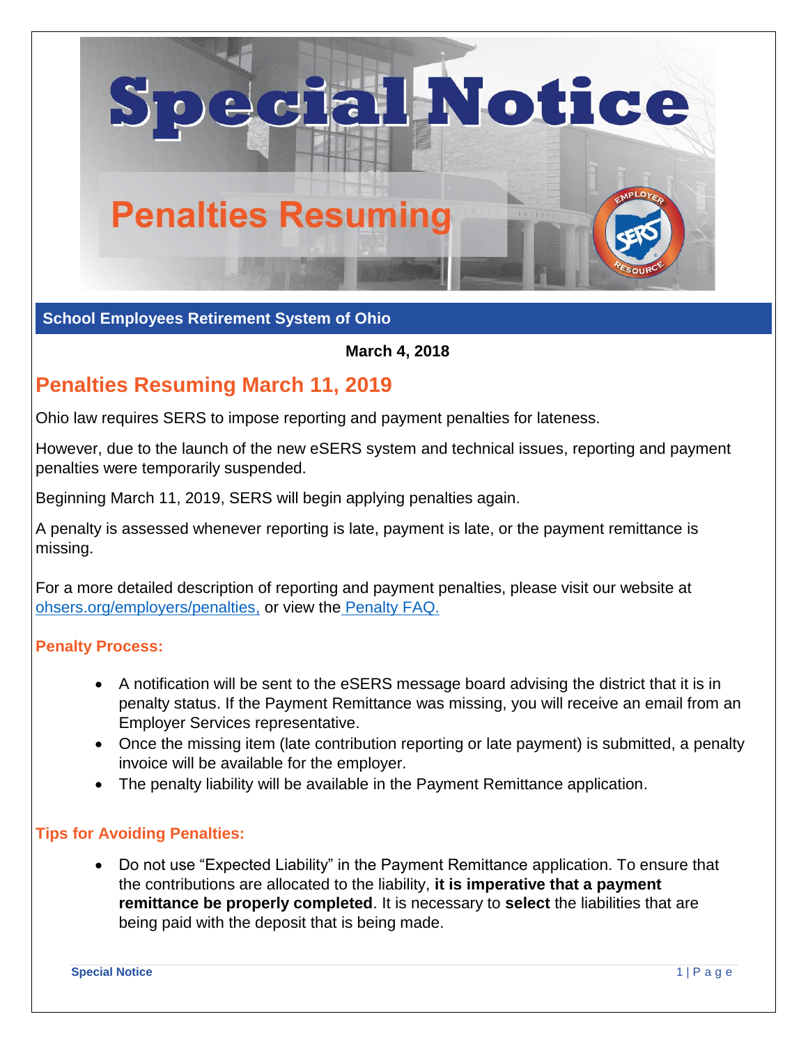# Special Notice

## Penalties Resuming

**School Employees Retirement System of Ohio**

**March 4, 2018**

## Penalties Resuming March 11, 2019

Ohio law requires SERS to impose reporting and payment penalties for lateness.

However, due to the launch of the new eSERS system and technical issues, reporting and payment penalties were temporarily suspended.

Beginning March 11, 2019, SERS will begin applying penalties again.

A penalty is assessed whenever reporting is late, payment is late, or the payment remittance is missing.

For a more detailed description of reporting and payment penalties, please visit our website at [ohsers.org/employers/penalties,](ohsers.org/employers/penalties) or view the [Penalty FAQ.]()

### Penalty Process:

- A notification will be sent to the eSERS message board advising the district that it is in penalty status. If the Payment Remittance was missing, you will receive an email from an Employer Services representative.
- Once the missing item (late contribution reporting or late payment) is submitted, a penalty invoice will be available for the employer.
- The penalty liability will be available in the Payment Remittance application.

### Tips for Avoiding Penalties:

- Do not use "Expected Liability" in the Payment Remittance application. To ensure that the contributions are allocated to the liability, **it is imperative that a payment remittance be properly completed**. It is necessary to **select** the liabilities that are being paid with the deposit that is being made.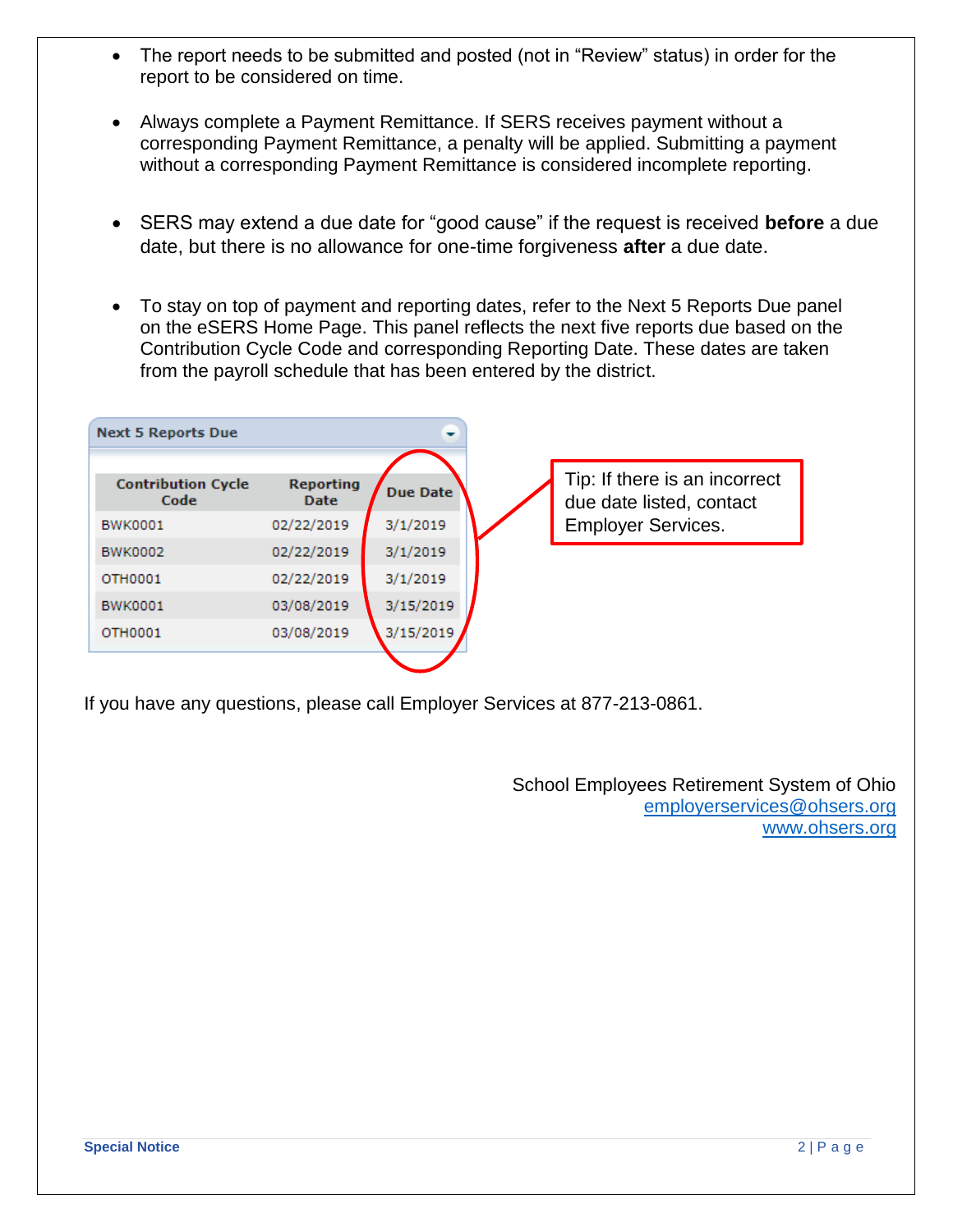- The report needs to be submitted and posted (not in “Review” status) in order for the report to be considered on time.

- Always complete a Payment Remittance. If SERS receives payment without a corresponding Payment Remittance, a penalty will be applied. Submitting a payment without a corresponding Payment Remittance is considered incomplete reporting.

- SERS may extend a due date for “good cause” if the request is received **before** a due date, but there is no allowance for one-time forgiveness **after** a due date.

- To stay on top of payment and reporting dates, refer to the Next 5 Reports Due panel on the eSERS Home Page. This panel reflects the next five reports due based on the Contribution Cycle Code and corresponding Reporting Date. These dates are taken from the payroll schedule that has been entered by the district.

**Next 5 Reports Due**

| Contribution Cycle Code | Reporting Date | Due Date |
|---|---|---|
| BWK0001 | 02/22/2019 | 3/1/2019 |
| BWK0002 | 02/22/2019 | 3/1/2019 |
| OTH0001 | 02/22/2019 | 3/1/2019 |
| BWK0001 | 03/08/2019 | 3/15/2019 |
| OTH0001 | 03/08/2019 | 3/15/2019 |

Tip: If there is an incorrect due date listed, contact Employer Services.

If you have any questions, please call Employer Services at 877-213-0861.

School Employees Retirement System of Ohio
employerservices@ohsers.org
www.ohsers.org